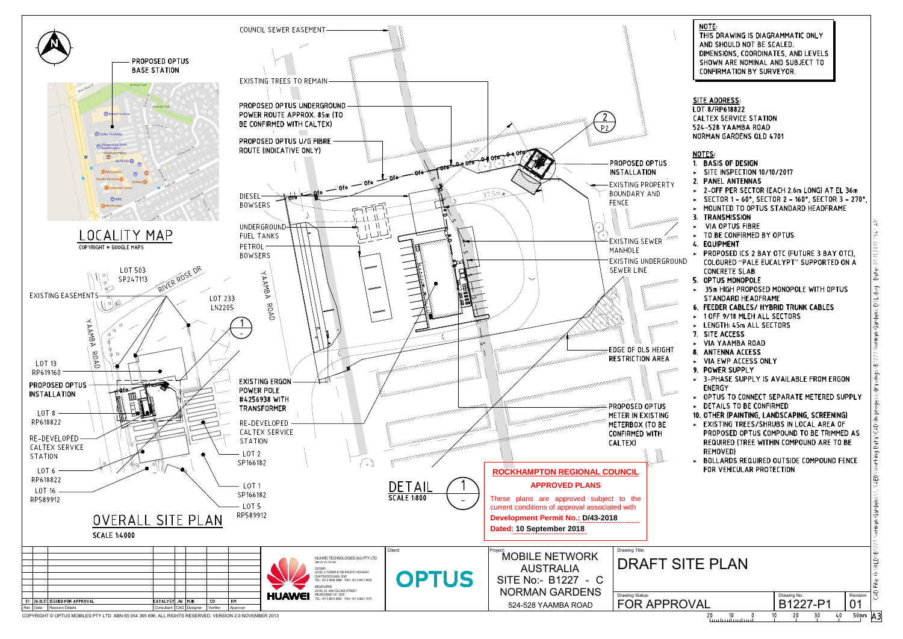## NOTE:

THIS DRAWING IS DIAGRAMMATIC ONLY AND SHOULD NOT BE SCALED. DIMENSIONS, COORDINATES, AND LEVELS SHOWN ARE NOMINAL AND SUBJECT TO CONFIRMATION BY SURVEYOR.

## SITE ADDRESS:

LOT 8/RP618822
CALTEX SERVICE STATION
524-528 YAAMBA ROAD
NORMAN GARDENS QLD 4701

## NOTES:

1. **BASIS OF DESIGN**
   - SITE INSPECTION 10/10/2017
2. **PANEL ANTENNAS**
   - 2-OFF PER SECTOR (EACH 2.6m LONG) AT EL 36m
   - SECTOR 1 - 60°, SECTOR 2 - 160°, SECTOR 3 - 270°.
   - MOUNTED TO OPTUS STANDARD HEADFRAME
3. **TRANSMISSION**
   - VIA OPTUS FIBRE
   - TO BE CONFIRMED BY OPTUS
4. **EQUIPMENT**
   - PROPOSED ICS 2 BAY OTC (FUTURE 3 BAY OTC), COLOURED "PALE EUCALYPT" SUPPORTED ON A CONCRETE SLAB
5. **OPTUS MONOPOLE**
   - 35m HIGH PROPOSED MONOPOLE WITH OPTUS STANDARD HEADFRAME
6. **FEEDER CABLES/ HYBRID TRUNK CABLES**
   - 1 OFF 9/18 MLEH ALL SECTORS
   - LENGTH: 45m ALL SECTORS
7. **SITE ACCESS**
   - VIA YAAMBA ROAD
8. **ANTENNA ACCESS**
   - VIA EWP ACCESS ONLY
9. **POWER SUPPLY**
   - 3-PHASE SUPPLY IS AVAILABLE FROM ERGON ENERGY
   - OPTUS TO CONNECT SEPARATE METERED SUPPLY
   - DETAILS TO BE CONFIRMED
10. **OTHER (PAINTING, LANDSCAPING, SCREENING)**
    - EXISTING TREES/SHRUBS IN LOCAL AREA OF PROPOSED OPTUS COMPOUND TO BE TRIMMED AS REQUIRED (TREE WITHIN COMPOUND ARE TO BE REMOVED)
    - BOLLARDS REQUIRED OUTSIDE COMPOUND FENCE FOR VEHICULAR PROTECTION

## LOCALITY MAP

COPYRIGHT © GOOGLE MAPS

PROPOSED OPTUS BASE STATION

## OVERALL SITE PLAN

SCALE 1:4000

RIVER ROSE DR · YAAMBA ROAD · LOT 503 SP247113 · LOT 233 LN2205 · EXISTING EASEMENTS · LOT 13 RP619160 · PROPOSED OPTUS INSTALLATION · LOT 8 RP618822 · RE-DEVELOPED CALTEX SERVICE STATION · LOT 6 RP618822 · LOT 16 RP589912

## DETAIL 1

SCALE 1:800

COUNCIL SEWER EASEMENT · EXISTING TREES TO REMAIN · PROPOSED OPTUS UNDERGROUND POWER ROUTE APPROX. 85m (TO BE CONFIRMED WITH CALTEX) · PROPOSED OPTUS U/G FIBRE ROUTE (INDICATIVE ONLY) · DIESEL BOWSERS · UNDERGROUND FUEL TANKS · PETROL BOWSERS · YAAMBA ROAD · EXISTING ERGON POWER POLE #4256938 WITH TRANSFORMER · RE-DEVELOPED CALTEX SERVICE STATION · LOT 2 SP166182 · LOT 1 SP166182 · LOT 5 RP589912 · PROPOSED OPTUS INSTALLATION · EXISTING PROPERTY BOUNDARY AND FENCE · EXISTING SEWER MANHOLE · EXISTING UNDERGROUND SEWER LINE · EDGE OF OLS HEIGHT RESTRICTION AREA · PROPOSED OPTUS METER IN EXISTING METERBOX (TO BE CONFIRMED WITH CALTEX) · 37.5m · 37.5m

**ROCKHAMPTON REGIONAL COUNCIL**
**APPROVED PLANS**
These plans are approved subject to the current conditions of approval associated with
**Development Permit No.:** D/43-2018
**Dated:** 10 September 2018

| Rev | Date | Revision Details | Consultant | CAD | Designer | Verifier | Approver |
|---|---|---|---|---|---|---|---|
| 01 | 26.10.17 | ISSUED FOR APPROVAL | CATALYST | JW | MJB | CD | KM |

HUAWEI TECHNOLOGIES (AU) PTY LTD
ABN 65 103 783 985
SYDNEY: LEVEL 6 TOWER B 799 PACIFIC HIGHWAY, CHATSWOOD NSW 2067, TEL: +61 2 9928 3888 FAX: +61 2 9411 8533
MELBOURNE: LEVEL 24 459 COLLINS STREET, MELBOURNE VIC 3000, TEL: +61 3 8610 0600 FAX: +61 3 9621 1575

Client: OPTUS

Project: MOBILE NETWORK AUSTRALIA
SITE No:- B1227 - C NORMAN GARDENS
524-528 YAAMBA ROAD

Drawing Title: DRAFT SITE PLAN

Drawing Status: FOR APPROVAL

Drawing No.: B1227-P1

Revision: 01

A3

COPYRIGHT © OPTUS MOBILES PTY LTD ABN 65 054 365 696. ALL RIGHTS RESERVED. VERSION 2.0 NOVEMBER 2013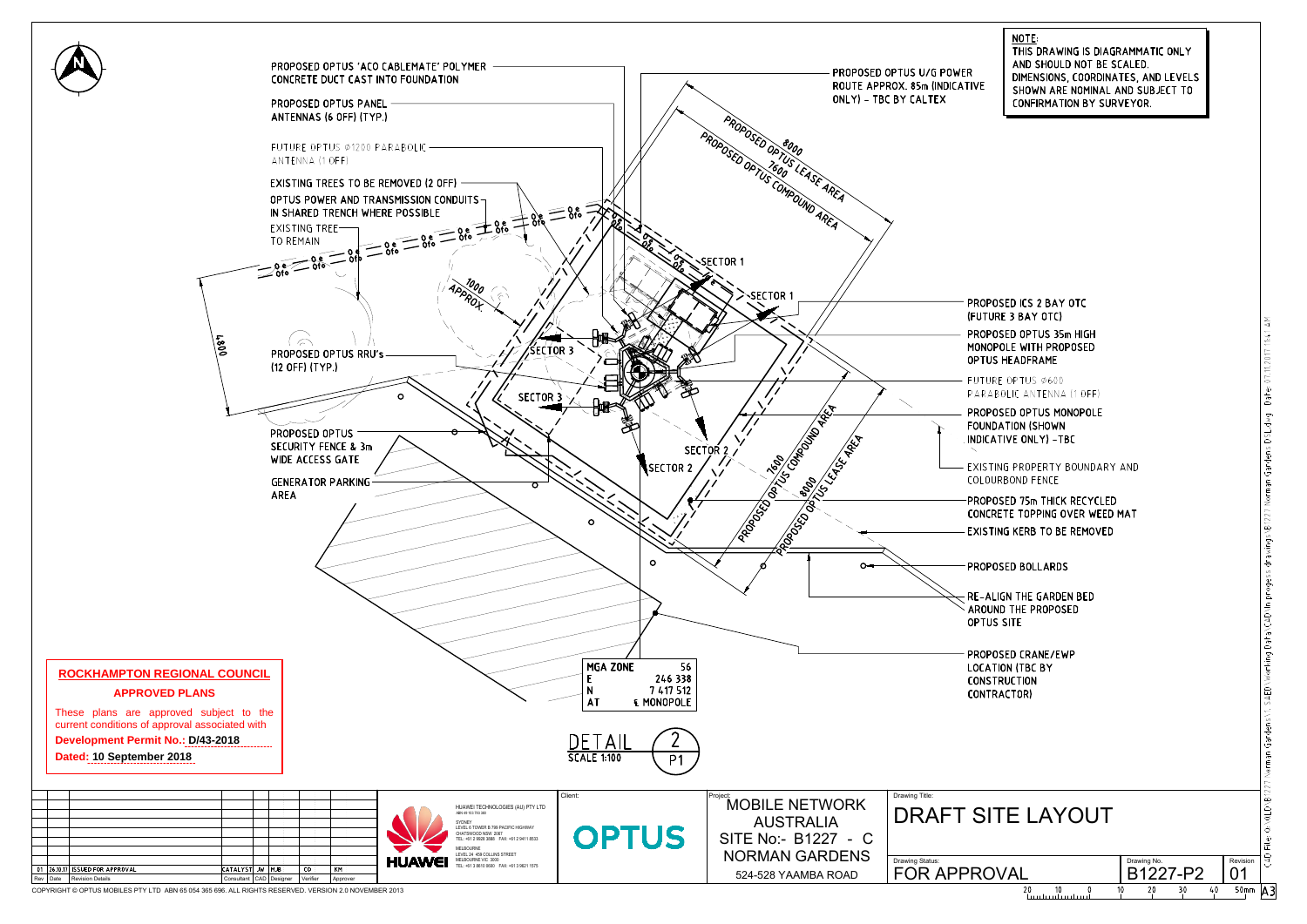NOTE:
THIS DRAWING IS DIAGRAMMATIC ONLY AND SHOULD NOT BE SCALED. DIMENSIONS, COORDINATES, AND LEVELS SHOWN ARE NOMINAL AND SUBJECT TO CONFIRMATION BY SURVEYOR.

PROPOSED OPTUS 'ACO CABLEMATE' POLYMER CONCRETE DUCT CAST INTO FOUNDATION

PROPOSED OPTUS PANEL ANTENNAS (6 OFF) (TYP.)

FUTURE OPTUS Ø1200 PARABOLIC ANTENNA (1 OFF)

EXISTING TREES TO BE REMOVED (2 OFF)

OPTUS POWER AND TRANSMISSION CONDUITS IN SHARED TRENCH WHERE POSSIBLE

EXISTING TREE TO REMAIN

PROPOSED OPTUS RRU's (12 OFF) (TYP.)

PROPOSED OPTUS SECURITY FENCE & 3m WIDE ACCESS GATE

GENERATOR PARKING AREA

PROPOSED OPTUS U/G POWER ROUTE APPROX. 85m (INDICATIVE ONLY) - TBC BY CALTEX

PROPOSED ICS 2 BAY OTC (FUTURE 3 BAY OTC)

PROPOSED OPTUS 35m HIGH MONOPOLE WITH PROPOSED OPTUS HEADFRAME

FUTURE OPTUS Ø600 PARABOLIC ANTENNA (1 OFF)

PROPOSED OPTUS MONOPOLE FOUNDATION (SHOWN INDICATIVE ONLY) -TBC

EXISTING PROPERTY BOUNDARY AND COLOURBOND FENCE

PROPOSED 75m THICK RECYCLED CONCRETE TOPPING OVER WEED MAT

EXISTING KERB TO BE REMOVED

PROPOSED BOLLARDS

RE-ALIGN THE GARDEN BED AROUND THE PROPOSED OPTUS SITE

PROPOSED CRANE/EWP LOCATION (TBC BY CONSTRUCTION CONTRACTOR)

8000 PROPOSED OPTUS LEASE AREA

7600 PROPOSED OPTUS COMPOUND AREA

SECTOR 1
SECTOR 2
SECTOR 3

1000 APPROX.

4807

| MGA ZONE | 56 |
|---|---|
| E | 246 338 |
| N | 7 417 512 |
| AT | ℄ MONOPOLE |

DETAIL 2 / P1
SCALE 1:100

**ROCKHAMPTON REGIONAL COUNCIL**

**APPROVED PLANS**

These plans are approved subject to the current conditions of approval associated with

**Development Permit No.: D/43-2018**

**Dated: 10 September 2018**

| Rev | Date | Revision Details | Consultant | CAD | Designer | Verifier | Approver |
|---|---|---|---|---|---|---|---|
| 01 | 26.10.17 | ISSUED FOR APPROVAL | CATALYST | JW | MJB | CD | KM |

HUAWEI TECHNOLOGIES (AU) PTY LTD
SYDNEY: LEVEL 6 TOWER B 799 PACIFIC HIGHWAY CHATSWOOD NSW 2067
MELBOURNE: LEVEL 24 459 COLLINS STREET MELBOURNE VIC 3000

Client: OPTUS

Project: MOBILE NETWORK AUSTRALIA
SITE No:- B1227 - C
NORMAN GARDENS
524-528 YAAMBA ROAD

Drawing Title: DRAFT SITE LAYOUT

Drawing Status: FOR APPROVAL

Drawing No.: B1227-P2

Revision: 01

COPYRIGHT © OPTUS MOBILES PTY LTD ABN 65 054 365 696. ALL RIGHTS RESERVED. VERSION 2.0 NOVEMBER 2013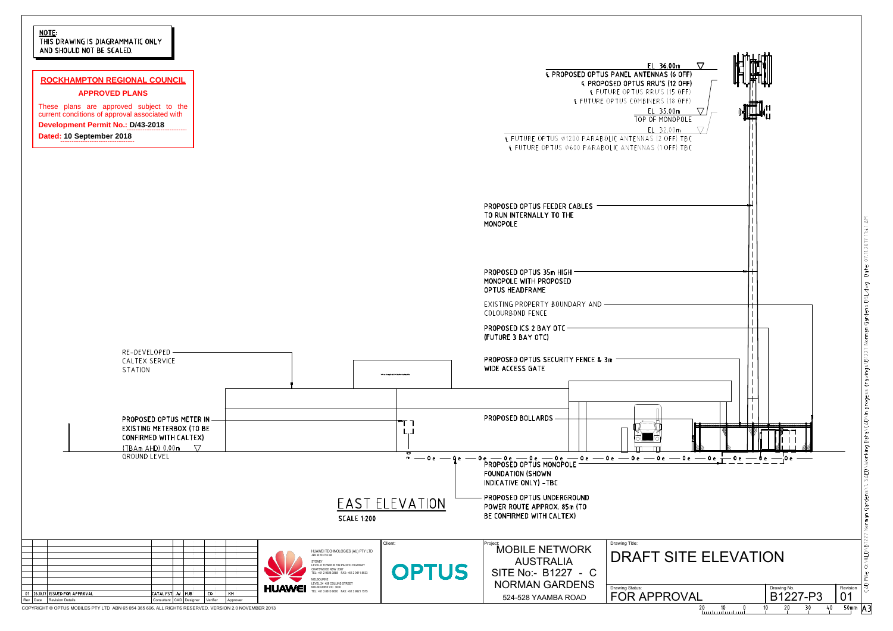**NOTE:**
THIS DRAWING IS DIAGRAMMATIC ONLY AND SHOULD NOT BE SCALED.

**ROCKHAMPTON REGIONAL COUNCIL**

**APPROVED PLANS**

These plans are approved subject to the current conditions of approval associated with

**Development Permit No.: D/43-2018**

**Dated: 10 September 2018**

EL 36.00m
℄ PROPOSED OPTUS PANEL ANTENNAS (6 OFF)
℄ PROPOSED OPTUS RRU'S (12 OFF)
℄ FUTURE OPTUS RRU'S (15 OFF)
℄ FUTURE OPTUS COMBINERS (18 OFF)
EL 35.00m
TOP OF MONOPOLE
EL 32.00m
℄ FUTURE OPTUS Ø1200 PARABOLIC ANTENNAS (2 OFF) TBC
℄ FUTURE OPTUS Ø600 PARABOLIC ANTENNAS (1 OFF) TBC

PROPOSED OPTUS FEEDER CABLES TO RUN INTERNALLY TO THE MONOPOLE

PROPOSED OPTUS 35m HIGH MONOPOLE WITH PROPOSED OPTUS HEADFRAME

EXISTING PROPERTY BOUNDARY AND COLOURBOND FENCE

PROPOSED ICS 2 BAY OTC (FUTURE 3 BAY OTC)

RE-DEVELOPED CALTEX SERVICE STATION

PROPOSED OPTUS SECURITY FENCE & 3m WIDE ACCESS GATE

PROPOSED OPTUS METER IN EXISTING METERBOX (TO BE CONFIRMED WITH CALTEX)

PROPOSED BOLLARDS

(TBAm AHD) 0.00m
GROUND LEVEL

PROPOSED OPTUS MONOPOLE FOUNDATION (SHOWN INDICATIVE ONLY) - TBC

PROPOSED OPTUS UNDERGROUND POWER ROUTE APPROX. 85m (TO BE CONFIRMED WITH CALTEX)

## EAST ELEVATION
SCALE 1:200

| Rev | Date | Revision Details | Consultant | CAD | Designer | Verifier | Approver |
|---|---|---|---|---|---|---|---|
| 01 | 26.10.17 | ISSUED FOR APPROVAL | CATALYST | JW | MJB | CD | KM |

HUAWEI

HUAWEI TECHNOLOGIES (AU) PTY LTD
ABN 85 103 750 385
SYDNEY
LEVEL 6 TOWER B 799 PACIFIC HIGHWAY
CHATSWOOD NSW 2067
TEL: +61 2 9928 3888 FAX: +61 2 9411 8533
MELBOURNE
LEVEL 24 459 COLLINS STREET
MELBOURNE VIC 3000
TEL: +61 3 8610 0600 FAX: +61 3 9621 1575

Client: OPTUS

Project: MOBILE NETWORK AUSTRALIA
SITE No:- B1227 - C
NORMAN GARDENS
524-528 YAAMBA ROAD

Drawing Title: DRAFT SITE ELEVATION

Drawing Status: FOR APPROVAL

Drawing No.: B1227-P3

Revision: 01

A3

COPYRIGHT © OPTUS MOBILES PTY LTD ABN 65 054 365 696. ALL RIGHTS RESERVED. VERSION 2.0 NOVEMBER 2013